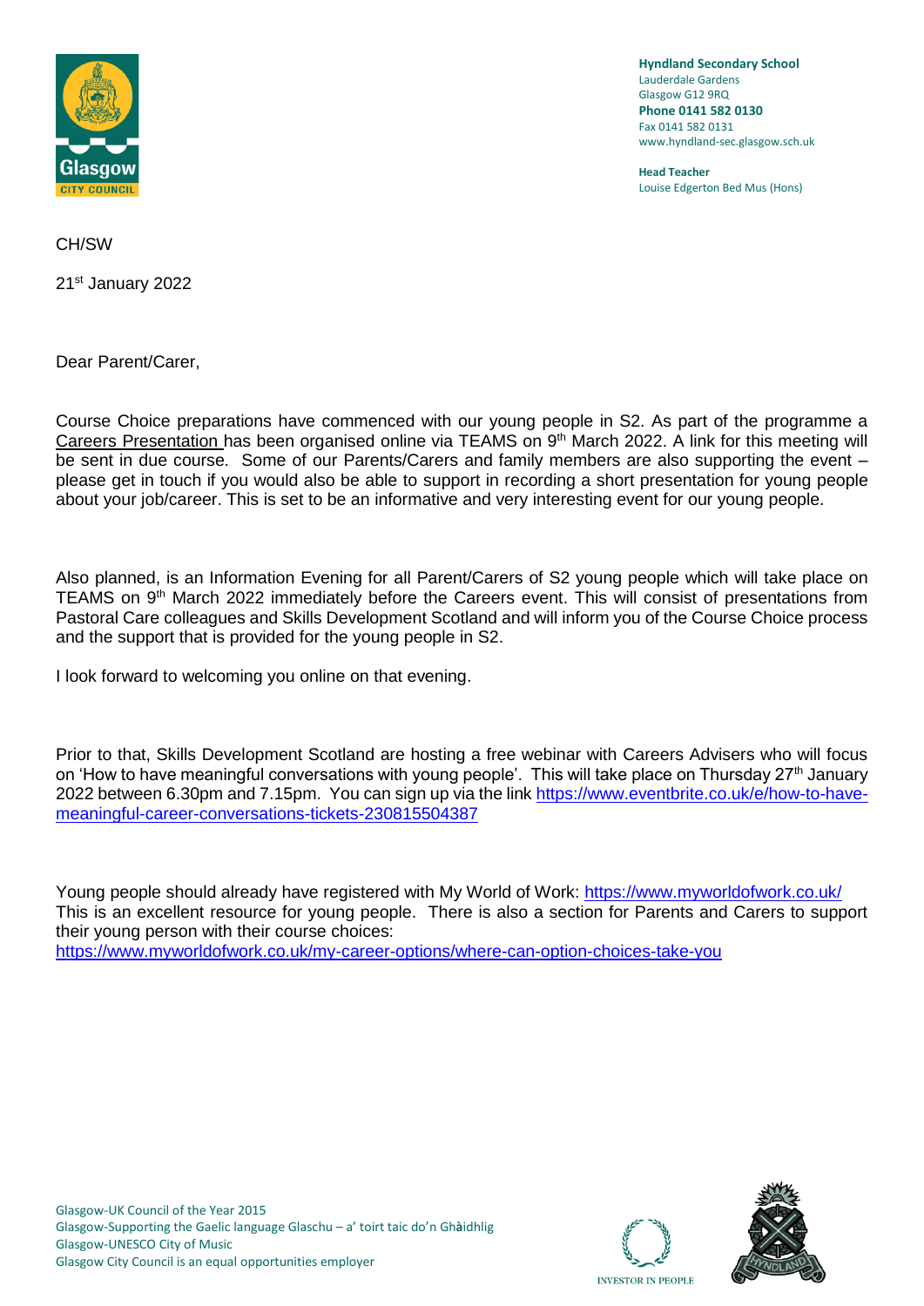**Hyndland Secondary School**
Lauderdale Gardens
Glasgow G12 9RQ
**Phone 0141 582 0130**
Fax 0141 582 0131
www.hyndland-sec.glasgow.sch.uk

**Head Teacher**
Louise Edgerton Bed Mus (Hons)

CH/SW

21st January 2022

Dear Parent/Carer,

Course Choice preparations have commenced with our young people in S2. As part of the programme a Careers Presentation has been organised online via TEAMS on 9th March 2022. A link for this meeting will be sent in due course. Some of our Parents/Carers and family members are also supporting the event – please get in touch if you would also be able to support in recording a short presentation for young people about your job/career. This is set to be an informative and very interesting event for our young people.

Also planned, is an Information Evening for all Parent/Carers of S2 young people which will take place on TEAMS on 9th March 2022 immediately before the Careers event. This will consist of presentations from Pastoral Care colleagues and Skills Development Scotland and will inform you of the Course Choice process and the support that is provided for the young people in S2.

I look forward to welcoming you online on that evening.

Prior to that, Skills Development Scotland are hosting a free webinar with Careers Advisers who will focus on 'How to have meaningful conversations with young people'. This will take place on Thursday 27th January 2022 between 6.30pm and 7.15pm. You can sign up via the link https://www.eventbrite.co.uk/e/how-to-have-meaningful-career-conversations-tickets-230815504387

Young people should already have registered with My World of Work: https://www.myworldofwork.co.uk/
This is an excellent resource for young people. There is also a section for Parents and Carers to support their young person with their course choices:
https://www.myworldofwork.co.uk/my-career-options/where-can-option-choices-take-you

Glasgow-UK Council of the Year 2015
Glasgow-Supporting the Gaelic language Glaschu – a' toirt taic do'n Ghàidhlig
Glasgow-UNESCO City of Music
Glasgow City Council is an equal opportunities employer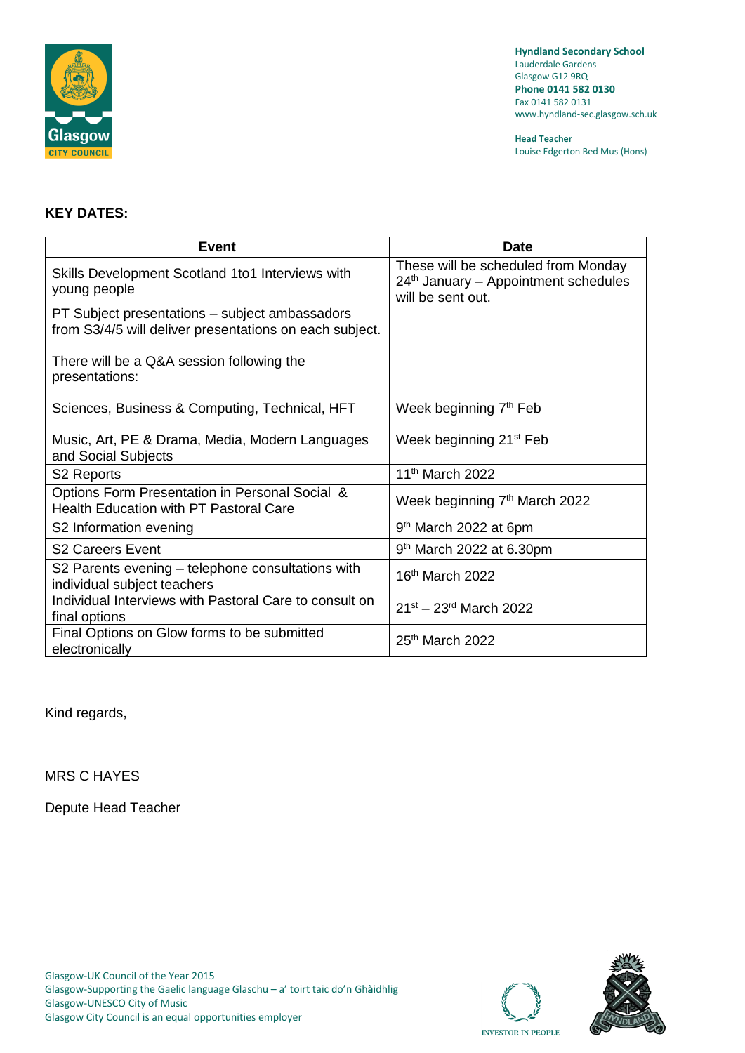Hyndland Secondary School
Lauderdale Gardens
Glasgow G12 9RQ
**Phone 0141 582 0130**
Fax 0141 582 0131
www.hyndland-sec.glasgow.sch.uk

**Head Teacher**
Louise Edgerton Bed Mus (Hons)

**KEY DATES:**

| Event | Date |
|---|---|
| Skills Development Scotland 1to1 Interviews with young people | These will be scheduled from Monday 24th January – Appointment schedules will be sent out. |
| PT Subject presentations – subject ambassadors from S3/4/5 will deliver presentations on each subject.<br><br>There will be a Q&A session following the presentations:<br><br>Sciences, Business & Computing, Technical, HFT<br><br>Music, Art, PE & Drama, Media, Modern Languages and Social Subjects | <br><br><br><br><br>Week beginning 7th Feb<br><br>Week beginning 21st Feb |
| S2 Reports | 11th March 2022 |
| Options Form Presentation in Personal Social & Health Education with PT Pastoral Care | Week beginning 7th March 2022 |
| S2 Information evening | 9th March 2022 at 6pm |
| S2 Careers Event | 9th March 2022 at 6.30pm |
| S2 Parents evening – telephone consultations with individual subject teachers | 16th March 2022 |
| Individual Interviews with Pastoral Care to consult on final options | 21st – 23rd March 2022 |
| Final Options on Glow forms to be submitted electronically | 25th March 2022 |

Kind regards,

MRS C HAYES

Depute Head Teacher

Glasgow-UK Council of the Year 2015
Glasgow-Supporting the Gaelic language Glaschu – a' toirt taic do'n Ghàidhlig
Glasgow-UNESCO City of Music
Glasgow City Council is an equal opportunities employer